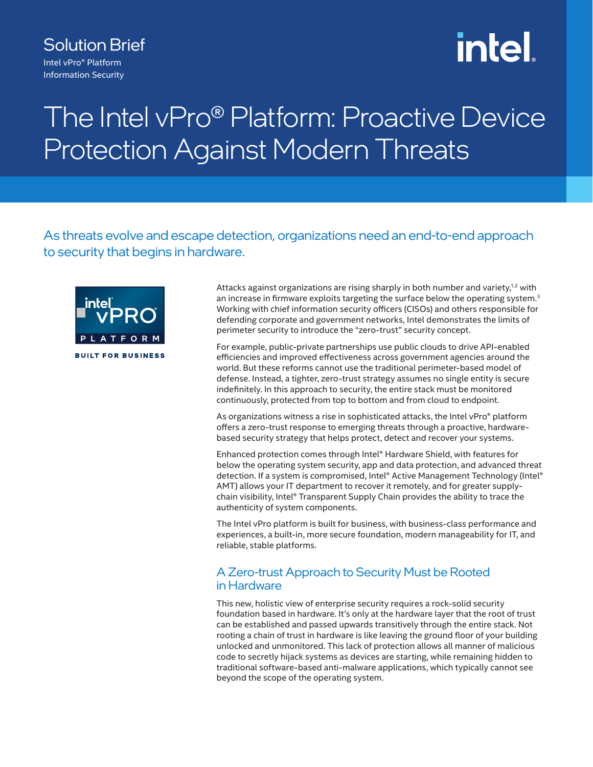Solution Brief

Intel vPro® Platform
Information Security

# The Intel vPro® Platform: Proactive Device Protection Against Modern Threats

## As threats evolve and escape detection, organizations need an end-to-end approach to security that begins in hardware.

intel vPRO PLATFORM

BUILT FOR BUSINESS

Attacks against organizations are rising sharply in both number and variety,[1,2] with an increase in firmware exploits targeting the surface below the operating system.[3] Working with chief information security officers (CISOs) and others responsible for defending corporate and government networks, Intel demonstrates the limits of perimeter security to introduce the "zero-trust" security concept.

For example, public-private partnerships use public clouds to drive API-enabled efficiencies and improved effectiveness across government agencies around the world. But these reforms cannot use the traditional perimeter-based model of defense. Instead, a tighter, zero-trust strategy assumes no single entity is secure indefinitely. In this approach to security, the entire stack must be monitored continuously, protected from top to bottom and from cloud to endpoint.

As organizations witness a rise in sophisticated attacks, the Intel vPro® platform offers a zero-trust response to emerging threats through a proactive, hardware-based security strategy that helps protect, detect and recover your systems.

Enhanced protection comes through Intel® Hardware Shield, with features for below the operating system security, app and data protection, and advanced threat detection. If a system is compromised, Intel® Active Management Technology (Intel® AMT) allows your IT department to recover it remotely, and for greater supply-chain visibility, Intel® Transparent Supply Chain provides the ability to trace the authenticity of system components.

The Intel vPro platform is built for business, with business-class performance and experiences, a built-in, more secure foundation, modern manageability for IT, and reliable, stable platforms.

### A Zero-trust Approach to Security Must be Rooted in Hardware

This new, holistic view of enterprise security requires a rock-solid security foundation based in hardware. It's only at the hardware layer that the root of trust can be established and passed upwards transitively through the entire stack. Not rooting a chain of trust in hardware is like leaving the ground floor of your building unlocked and unmonitored. This lack of protection allows all manner of malicious code to secretly hijack systems as devices are starting, while remaining hidden to traditional software-based anti-malware applications, which typically cannot see beyond the scope of the operating system.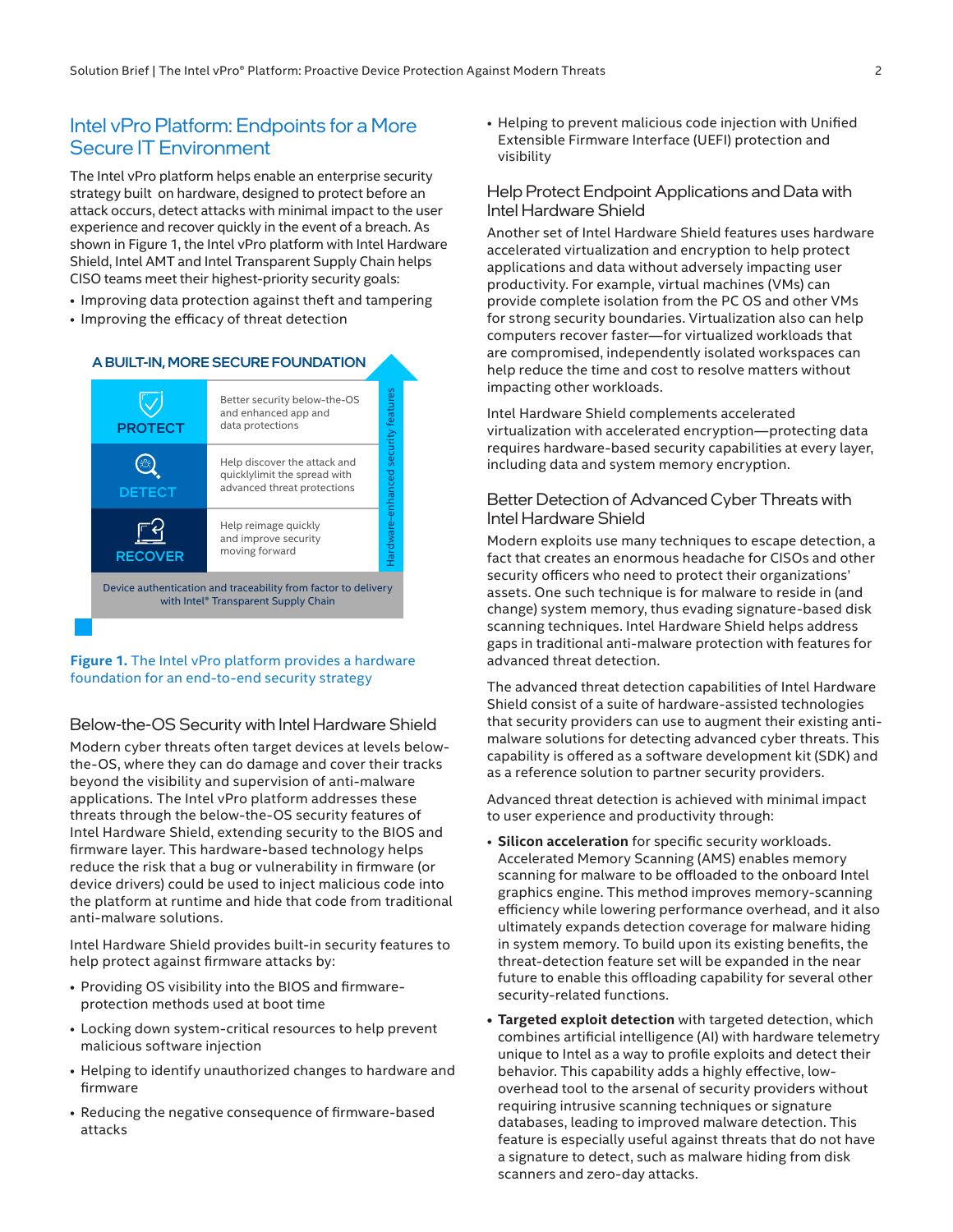## Intel vPro Platform: Endpoints for a More Secure IT Environment

The Intel vPro platform helps enable an enterprise security strategy built on hardware, designed to protect before an attack occurs, detect attacks with minimal impact to the user experience and recover quickly in the event of a breach. As shown in Figure 1, the Intel vPro platform with Intel Hardware Shield, Intel AMT and Intel Transparent Supply Chain helps CISO teams meet their highest-priority security goals:

- Improving data protection against theft and tampering
- Improving the efficacy of threat detection

**A BUILT-IN, MORE SECURE FOUNDATION**

| | | |
|---|---|---|
| PROTECT | Better security below-the-OS and enhanced app and data protections | Hardware-enhanced security features |
| DETECT | Help discover the attack and quicklylimit the spread with advanced threat protections | |
| RECOVER | Help reimage quickly and improve security moving forward | |

Device authentication and traceability from factor to delivery with Intel® Transparent Supply Chain

**Figure 1.** The Intel vPro platform provides a hardware foundation for an end-to-end security strategy

### Below-the-OS Security with Intel Hardware Shield

Modern cyber threats often target devices at levels below-the-OS, where they can do damage and cover their tracks beyond the visibility and supervision of anti-malware applications. The Intel vPro platform addresses these threats through the below-the-OS security features of Intel Hardware Shield, extending security to the BIOS and firmware layer. This hardware-based technology helps reduce the risk that a bug or vulnerability in firmware (or device drivers) could be used to inject malicious code into the platform at runtime and hide that code from traditional anti-malware solutions.

Intel Hardware Shield provides built-in security features to help protect against firmware attacks by:

- Providing OS visibility into the BIOS and firmware-protection methods used at boot time
- Locking down system-critical resources to help prevent malicious software injection
- Helping to identify unauthorized changes to hardware and firmware
- Reducing the negative consequence of firmware-based attacks
- Helping to prevent malicious code injection with Unified Extensible Firmware Interface (UEFI) protection and visibility

### Help Protect Endpoint Applications and Data with Intel Hardware Shield

Another set of Intel Hardware Shield features uses hardware accelerated virtualization and encryption to help protect applications and data without adversely impacting user productivity. For example, virtual machines (VMs) can provide complete isolation from the PC OS and other VMs for strong security boundaries. Virtualization also can help computers recover faster—for virtualized workloads that are compromised, independently isolated workspaces can help reduce the time and cost to resolve matters without impacting other workloads.

Intel Hardware Shield complements accelerated virtualization with accelerated encryption—protecting data requires hardware-based security capabilities at every layer, including data and system memory encryption.

### Better Detection of Advanced Cyber Threats with Intel Hardware Shield

Modern exploits use many techniques to escape detection, a fact that creates an enormous headache for CISOs and other security officers who need to protect their organizations' assets. One such technique is for malware to reside in (and change) system memory, thus evading signature-based disk scanning techniques. Intel Hardware Shield helps address gaps in traditional anti-malware protection with features for advanced threat detection.

The advanced threat detection capabilities of Intel Hardware Shield consist of a suite of hardware-assisted technologies that security providers can use to augment their existing anti-malware solutions for detecting advanced cyber threats. This capability is offered as a software development kit (SDK) and as a reference solution to partner security providers.

Advanced threat detection is achieved with minimal impact to user experience and productivity through:

- **Silicon acceleration** for specific security workloads. Accelerated Memory Scanning (AMS) enables memory scanning for malware to be offloaded to the onboard Intel graphics engine. This method improves memory-scanning efficiency while lowering performance overhead, and it also ultimately expands detection coverage for malware hiding in system memory. To build upon its existing benefits, the threat-detection feature set will be expanded in the near future to enable this offloading capability for several other security-related functions.
- **Targeted exploit detection** with targeted detection, which combines artificial intelligence (AI) with hardware telemetry unique to Intel as a way to profile exploits and detect their behavior. This capability adds a highly effective, low-overhead tool to the arsenal of security providers without requiring intrusive scanning techniques or signature databases, leading to improved malware detection. This feature is especially useful against threats that do not have a signature to detect, such as malware hiding from disk scanners and zero-day attacks.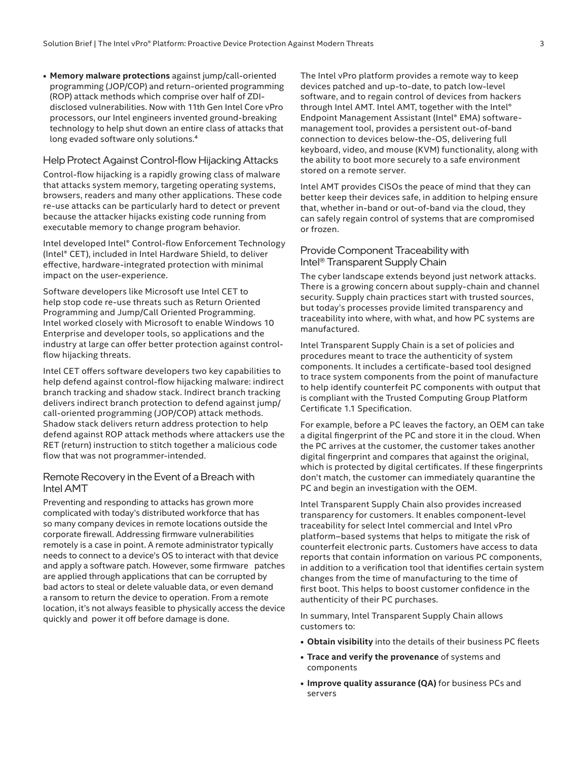- **Memory malware protections** against jump/call-oriented programming (JOP/COP) and return-oriented programming (ROP) attack methods which comprise over half of ZDI-disclosed vulnerabilities. Now with 11th Gen Intel Core vPro processors, our Intel engineers invented ground-breaking technology to help shut down an entire class of attacks that long evaded software only solutions.[4]

## Help Protect Against Control-flow Hijacking Attacks

Control-flow hijacking is a rapidly growing class of malware that attacks system memory, targeting operating systems, browsers, readers and many other applications. These code re-use attacks can be particularly hard to detect or prevent because the attacker hijacks existing code running from executable memory to change program behavior.

Intel developed Intel® Control-flow Enforcement Technology (Intel® CET), included in Intel Hardware Shield, to deliver effective, hardware-integrated protection with minimal impact on the user-experience.

Software developers like Microsoft use Intel CET to help stop code re-use threats such as Return Oriented Programming and Jump/Call Oriented Programming. Intel worked closely with Microsoft to enable Windows 10 Enterprise and developer tools, so applications and the industry at large can offer better protection against control-flow hijacking threats.

Intel CET offers software developers two key capabilities to help defend against control-flow hijacking malware: indirect branch tracking and shadow stack. Indirect branch tracking delivers indirect branch protection to defend against jump/call-oriented programming (JOP/COP) attack methods. Shadow stack delivers return address protection to help defend against ROP attack methods where attackers use the RET (return) instruction to stitch together a malicious code flow that was not programmer-intended.

## Remote Recovery in the Event of a Breach with Intel AMT

Preventing and responding to attacks has grown more complicated with today's distributed workforce that has so many company devices in remote locations outside the corporate firewall. Addressing firmware vulnerabilities remotely is a case in point. A remote administrator typically needs to connect to a device's OS to interact with that device and apply a software patch. However, some firmware patches are applied through applications that can be corrupted by bad actors to steal or delete valuable data, or even demand a ransom to return the device to operation. From a remote location, it's not always feasible to physically access the device quickly and power it off before damage is done.

The Intel vPro platform provides a remote way to keep devices patched and up-to-date, to patch low-level software, and to regain control of devices from hackers through Intel AMT. Intel AMT, together with the Intel® Endpoint Management Assistant (Intel® EMA) software-management tool, provides a persistent out-of-band connection to devices below-the-OS, delivering full keyboard, video, and mouse (KVM) functionality, along with the ability to boot more securely to a safe environment stored on a remote server.

Intel AMT provides CISOs the peace of mind that they can better keep their devices safe, in addition to helping ensure that, whether in-band or out-of-band via the cloud, they can safely regain control of systems that are compromised or frozen.

## Provide Component Traceability with Intel® Transparent Supply Chain

The cyber landscape extends beyond just network attacks. There is a growing concern about supply-chain and channel security. Supply chain practices start with trusted sources, but today's processes provide limited transparency and traceability into where, with what, and how PC systems are manufactured.

Intel Transparent Supply Chain is a set of policies and procedures meant to trace the authenticity of system components. It includes a certificate-based tool designed to trace system components from the point of manufacture to help identify counterfeit PC components with output that is compliant with the Trusted Computing Group Platform Certificate 1.1 Specification.

For example, before a PC leaves the factory, an OEM can take a digital fingerprint of the PC and store it in the cloud. When the PC arrives at the customer, the customer takes another digital fingerprint and compares that against the original, which is protected by digital certificates. If these fingerprints don't match, the customer can immediately quarantine the PC and begin an investigation with the OEM.

Intel Transparent Supply Chain also provides increased transparency for customers. It enables component-level traceability for select Intel commercial and Intel vPro platform–based systems that helps to mitigate the risk of counterfeit electronic parts. Customers have access to data reports that contain information on various PC components, in addition to a verification tool that identifies certain system changes from the time of manufacturing to the time of first boot. This helps to boost customer confidence in the authenticity of their PC purchases.

In summary, Intel Transparent Supply Chain allows customers to:

- **Obtain visibility** into the details of their business PC fleets
- **Trace and verify the provenance** of systems and components
- **Improve quality assurance (QA)** for business PCs and servers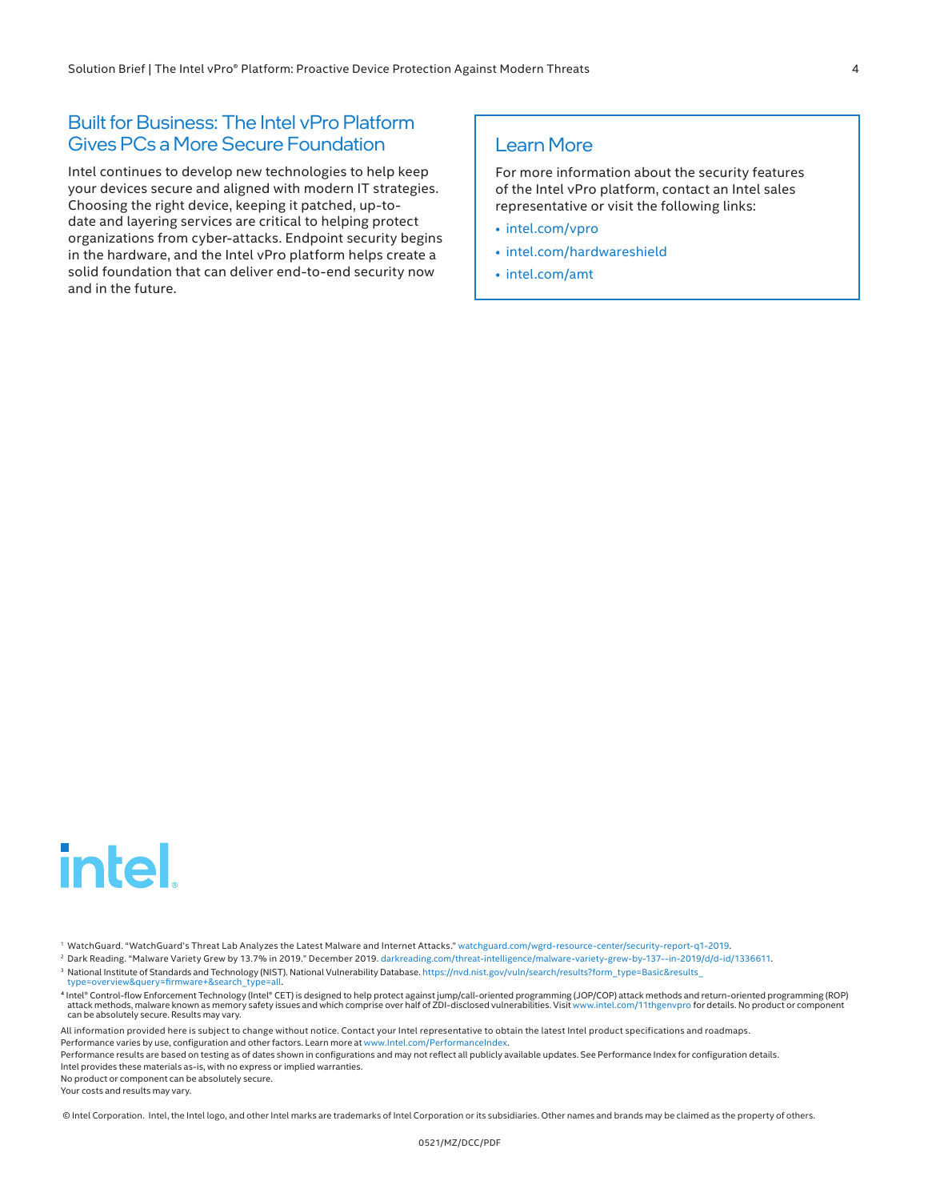## Built for Business: The Intel vPro Platform Gives PCs a More Secure Foundation

Intel continues to develop new technologies to help keep your devices secure and aligned with modern IT strategies. Choosing the right device, keeping it patched, up-to-date and layering services are critical to helping protect organizations from cyber-attacks. Endpoint security begins in the hardware, and the Intel vPro platform helps create a solid foundation that can deliver end-to-end security now and in the future.

## Learn More

For more information about the security features of the Intel vPro platform, contact an Intel sales representative or visit the following links:

- intel.com/vpro
- intel.com/hardwareshield
- intel.com/amt

[1] WatchGuard. "WatchGuard's Threat Lab Analyzes the Latest Malware and Internet Attacks." watchguard.com/wgrd-resource-center/security-report-q1-2019.

[2] Dark Reading. "Malware Variety Grew by 13.7% in 2019." December 2019. darkreading.com/threat-intelligence/malware-variety-grew-by-137--in-2019/d/d-id/1336611.

[3] National Institute of Standards and Technology (NIST). National Vulnerability Database. https://nvd.nist.gov/vuln/search/results?form_type=Basic&results_type=overview&query=firmware+&search_type=all.

[4] Intel® Control-flow Enforcement Technology (Intel® CET) is designed to help protect against jump/call-oriented programming (JOP/COP) attack methods and return-oriented programming (ROP) attack methods, malware known as memory safety issues and which comprise over half of ZDI-disclosed vulnerabilities. Visit www.intel.com/11thgenvpro for details. No product or component can be absolutely secure. Results may vary.

All information provided here is subject to change without notice. Contact your Intel representative to obtain the latest Intel product specifications and roadmaps.
Performance varies by use, configuration and other factors. Learn more at www.Intel.com/PerformanceIndex.
Performance results are based on testing as of dates shown in configurations and may not reflect all publicly available updates. See Performance Index for configuration details.
Intel provides these materials as-is, with no express or implied warranties.
No product or component can be absolutely secure.
Your costs and results may vary.

© Intel Corporation. Intel, the Intel logo, and other Intel marks are trademarks of Intel Corporation or its subsidiaries. Other names and brands may be claimed as the property of others.

0521/MZ/DCC/PDF